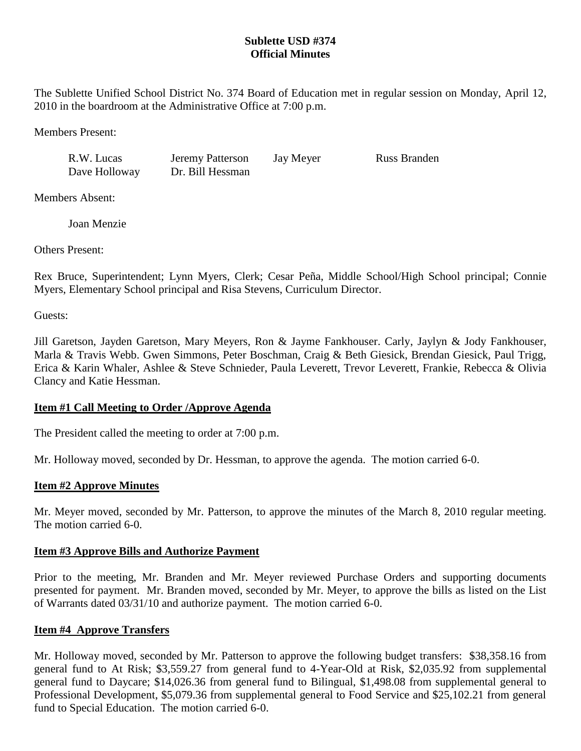**Sublette USD #374**
**Official Minutes**

The Sublette Unified School District No. 374 Board of Education met in regular session on Monday, April 12, 2010 in the boardroom at the Administrative Office at 7:00 p.m.

Members Present:

| | | | |
|---|---|---|---|
| R.W. Lucas | Jeremy Patterson | Jay Meyer | Russ Branden |
| Dave Holloway | Dr. Bill Hessman | | |

Members Absent:

Joan Menzie

Others Present:

Rex Bruce, Superintendent; Lynn Myers, Clerk; Cesar Peña, Middle School/High School principal; Connie Myers, Elementary School principal and Risa Stevens, Curriculum Director.

Guests:

Jill Garetson, Jayden Garetson, Mary Meyers, Ron & Jayme Fankhouser. Carly, Jaylyn & Jody Fankhouser, Marla & Travis Webb. Gwen Simmons, Peter Boschman, Craig & Beth Giesick, Brendan Giesick, Paul Trigg, Erica & Karin Whaler, Ashlee & Steve Schnieder, Paula Leverett, Trevor Leverett, Frankie, Rebecca & Olivia Clancy and Katie Hessman.

**Item #1 Call Meeting to Order /Approve Agenda**

The President called the meeting to order at 7:00 p.m.

Mr. Holloway moved, seconded by Dr. Hessman, to approve the agenda. The motion carried 6-0.

**Item #2 Approve Minutes**

Mr. Meyer moved, seconded by Mr. Patterson, to approve the minutes of the March 8, 2010 regular meeting. The motion carried 6-0.

**Item #3 Approve Bills and Authorize Payment**

Prior to the meeting, Mr. Branden and Mr. Meyer reviewed Purchase Orders and supporting documents presented for payment. Mr. Branden moved, seconded by Mr. Meyer, to approve the bills as listed on the List of Warrants dated 03/31/10 and authorize payment. The motion carried 6-0.

**Item #4 Approve Transfers**

Mr. Holloway moved, seconded by Mr. Patterson to approve the following budget transfers: $38,358.16 from general fund to At Risk; $3,559.27 from general fund to 4-Year-Old at Risk, $2,035.92 from supplemental general fund to Daycare; $14,026.36 from general fund to Bilingual, $1,498.08 from supplemental general to Professional Development, $5,079.36 from supplemental general to Food Service and $25,102.21 from general fund to Special Education. The motion carried 6-0.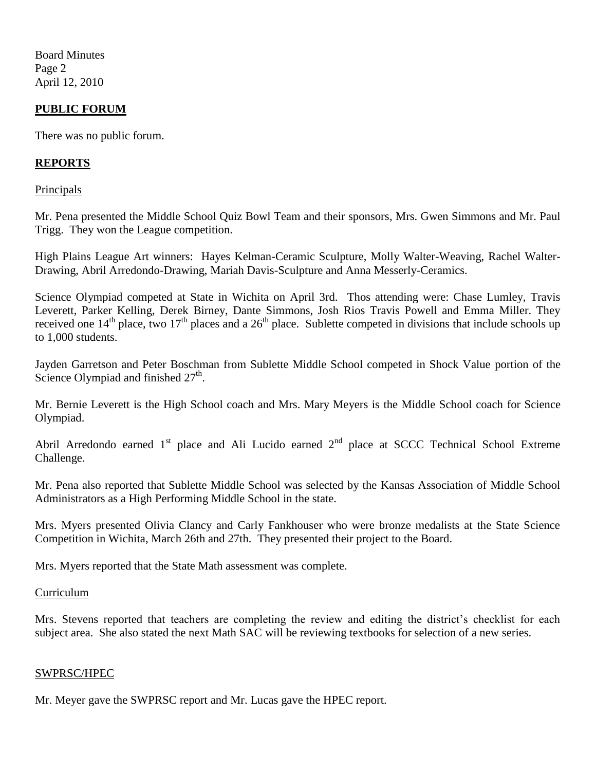## PUBLIC FORUM

There was no public forum.

## REPORTS

### Principals

Mr. Pena presented the Middle School Quiz Bowl Team and their sponsors, Mrs. Gwen Simmons and Mr. Paul Trigg. They won the League competition.

High Plains League Art winners: Hayes Kelman-Ceramic Sculpture, Molly Walter-Weaving, Rachel Walter-Drawing, Abril Arredondo-Drawing, Mariah Davis-Sculpture and Anna Messerly-Ceramics.

Science Olympiad competed at State in Wichita on April 3rd. Thos attending were: Chase Lumley, Travis Leverett, Parker Kelling, Derek Birney, Dante Simmons, Josh Rios Travis Powell and Emma Miller. They received one 14th place, two 17th places and a 26th place. Sublette competed in divisions that include schools up to 1,000 students.

Jayden Garretson and Peter Boschman from Sublette Middle School competed in Shock Value portion of the Science Olympiad and finished 27th.

Mr. Bernie Leverett is the High School coach and Mrs. Mary Meyers is the Middle School coach for Science Olympiad.

Abril Arredondo earned 1st place and Ali Lucido earned 2nd place at SCCC Technical School Extreme Challenge.

Mr. Pena also reported that Sublette Middle School was selected by the Kansas Association of Middle School Administrators as a High Performing Middle School in the state.

Mrs. Myers presented Olivia Clancy and Carly Fankhouser who were bronze medalists at the State Science Competition in Wichita, March 26th and 27th. They presented their project to the Board.

Mrs. Myers reported that the State Math assessment was complete.

### Curriculum

Mrs. Stevens reported that teachers are completing the review and editing the district's checklist for each subject area. She also stated the next Math SAC will be reviewing textbooks for selection of a new series.

### SWPRSC/HPEC

Mr. Meyer gave the SWPRSC report and Mr. Lucas gave the HPEC report.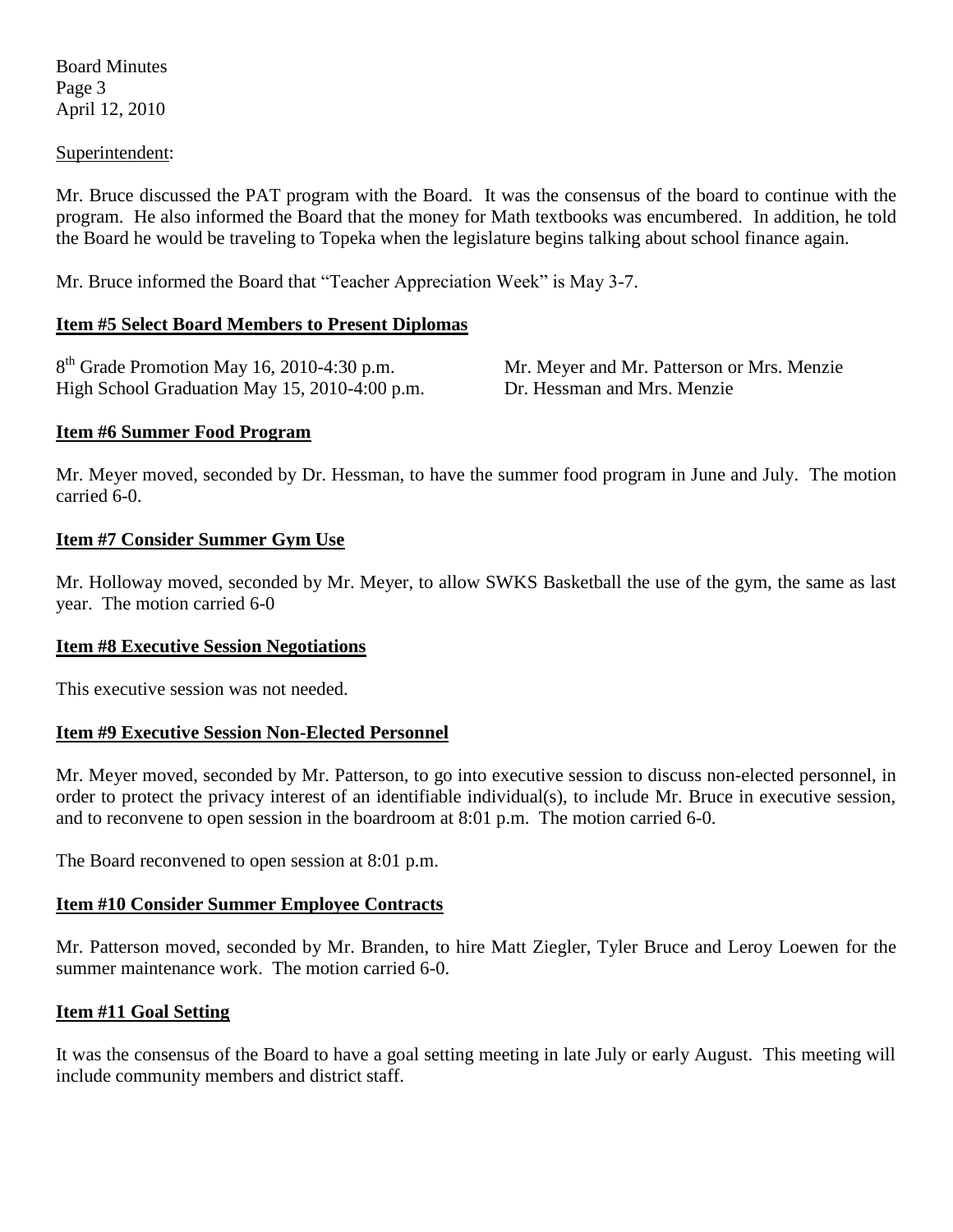Superintendent:

Mr. Bruce discussed the PAT program with the Board. It was the consensus of the board to continue with the program. He also informed the Board that the money for Math textbooks was encumbered. In addition, he told the Board he would be traveling to Topeka when the legislature begins talking about school finance again.

Mr. Bruce informed the Board that "Teacher Appreciation Week" is May 3-7.

**Item #5 Select Board Members to Present Diplomas**

| | |
|---|---|
| 8th Grade Promotion May 16, 2010-4:30 p.m. | Mr. Meyer and Mr. Patterson or Mrs. Menzie |
| High School Graduation May 15, 2010-4:00 p.m. | Dr. Hessman and Mrs. Menzie |

**Item #6 Summer Food Program**

Mr. Meyer moved, seconded by Dr. Hessman, to have the summer food program in June and July. The motion carried 6-0.

**Item #7 Consider Summer Gym Use**

Mr. Holloway moved, seconded by Mr. Meyer, to allow SWKS Basketball the use of the gym, the same as last year. The motion carried 6-0

**Item #8 Executive Session Negotiations**

This executive session was not needed.

**Item #9 Executive Session Non-Elected Personnel**

Mr. Meyer moved, seconded by Mr. Patterson, to go into executive session to discuss non-elected personnel, in order to protect the privacy interest of an identifiable individual(s), to include Mr. Bruce in executive session, and to reconvene to open session in the boardroom at 8:01 p.m. The motion carried 6-0.

The Board reconvened to open session at 8:01 p.m.

**Item #10 Consider Summer Employee Contracts**

Mr. Patterson moved, seconded by Mr. Branden, to hire Matt Ziegler, Tyler Bruce and Leroy Loewen for the summer maintenance work. The motion carried 6-0.

**Item #11 Goal Setting**

It was the consensus of the Board to have a goal setting meeting in late July or early August. This meeting will include community members and district staff.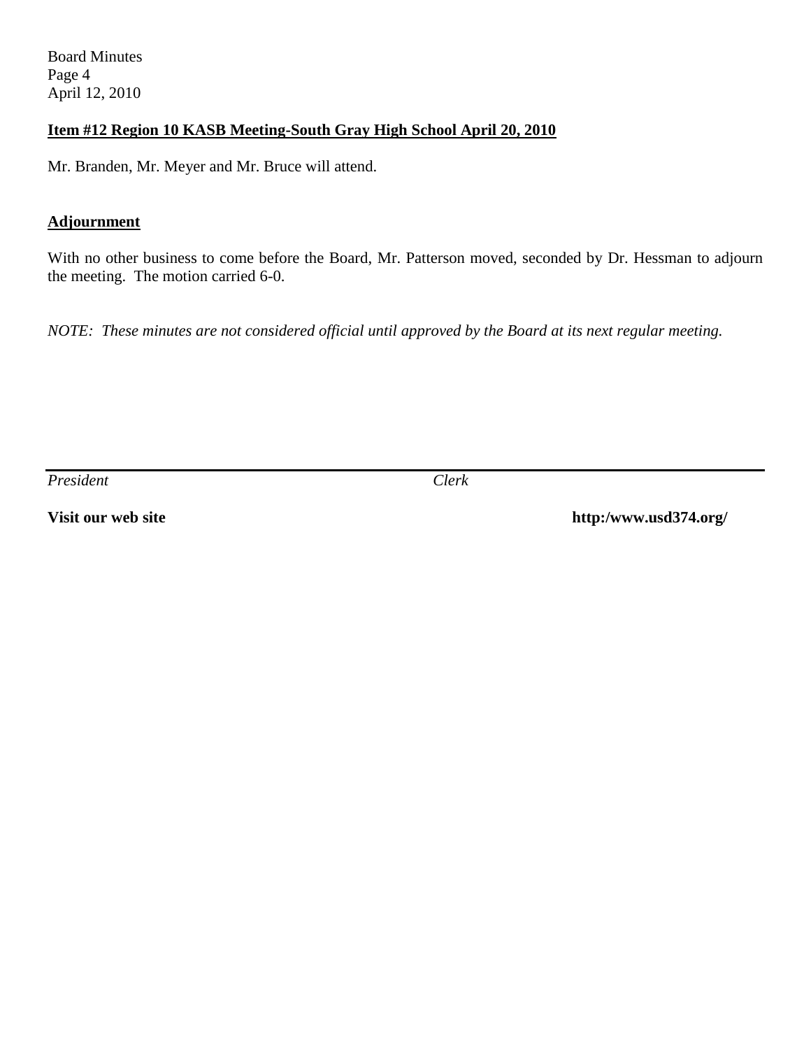**Item #12 Region 10 KASB Meeting-South Gray High School April 20, 2010**

Mr. Branden, Mr. Meyer and Mr. Bruce will attend.

**Adjournment**

With no other business to come before the Board, Mr. Patterson moved, seconded by Dr. Hessman to adjourn the meeting. The motion carried 6-0.

*NOTE: These minutes are not considered official until approved by the Board at its next regular meeting.*

---

*President* *Clerk*

**Visit our web site** **http:/www.usd374.org/**